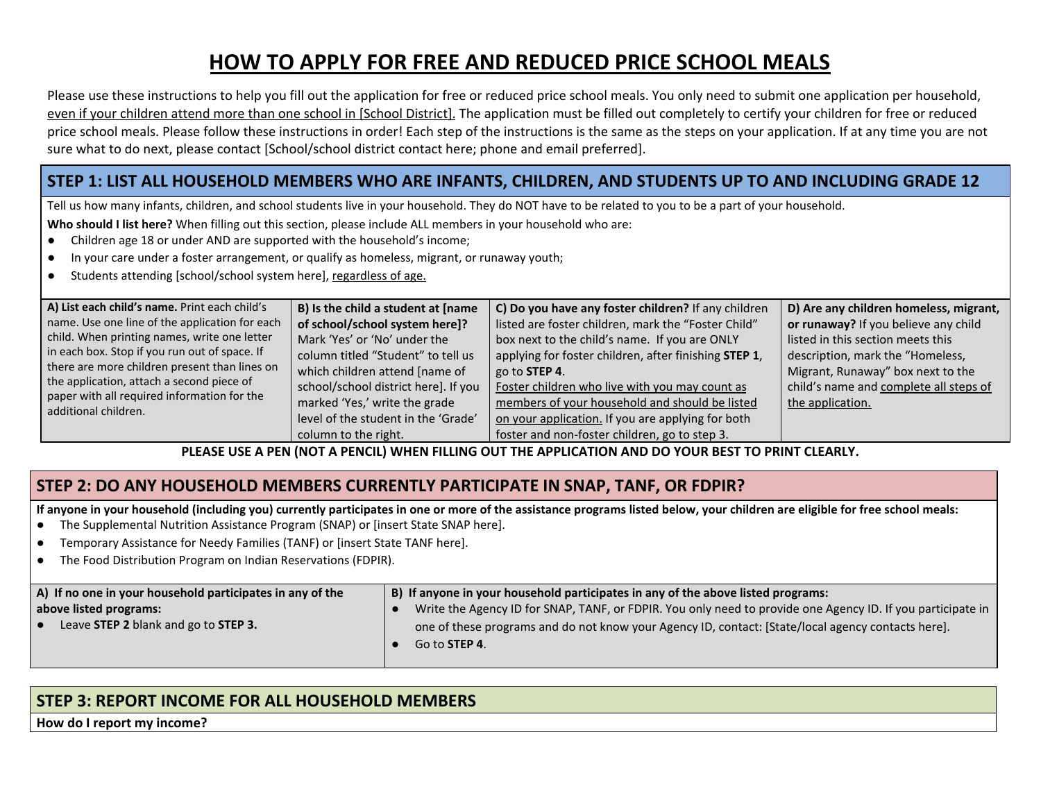# HOW TO APPLY FOR FREE AND REDUCED PRICE SCHOOL MEALS

Please use these instructions to help you fill out the application for free or reduced price school meals. You only need to submit one application per household, even if your children attend more than one school in [School District]. The application must be filled out completely to certify your children for free or reduced price school meals. Please follow these instructions in order! Each step of the instructions is the same as the steps on your application. If at any time you are not sure what to do next, please contact [School/school district contact here; phone and email preferred].

## STEP 1: LIST ALL HOUSEHOLD MEMBERS WHO ARE INFANTS, CHILDREN, AND STUDENTS UP TO AND INCLUDING GRADE 12

Tell us how many infants, children, and school students live in your household. They do NOT have to be related to you to be a part of your household.

**Who should I list here?** When filling out this section, please include ALL members in your household who are:

- Children age 18 or under AND are supported with the household's income;
- In your care under a foster arrangement, or qualify as homeless, migrant, or runaway youth;
- Students attending [school/school system here], regardless of age.

| **A) List each child's name.** Print each child's name. Use one line of the application for each child. When printing names, write one letter in each box. Stop if you run out of space. If there are more children present than lines on the application, attach a second piece of paper with all required information for the additional children. | **B) Is the child a student at [name of school/school system here]?** Mark 'Yes' or 'No' under the column titled "Student" to tell us which children attend [name of school/school district here]. If you marked 'Yes,' write the grade level of the student in the 'Grade' column to the right. | **C) Do you have any foster children?** If any children listed are foster children, mark the "Foster Child" box next to the child's name. If you are ONLY applying for foster children, after finishing **STEP 1**, go to **STEP 4**. Foster children who live with you may count as members of your household and should be listed on your application. If you are applying for both foster and non-foster children, go to step 3. | **D) Are any children homeless, migrant, or runaway?** If you believe any child listed in this section meets this description, mark the "Homeless, Migrant, Runaway" box next to the child's name and complete all steps of the application. |
|---|---|---|---|

**PLEASE USE A PEN (NOT A PENCIL) WHEN FILLING OUT THE APPLICATION AND DO YOUR BEST TO PRINT CLEARLY.**

## STEP 2: DO ANY HOUSEHOLD MEMBERS CURRENTLY PARTICIPATE IN SNAP, TANF, OR FDPIR?

**If anyone in your household (including you) currently participates in one or more of the assistance programs listed below, your children are eligible for free school meals:**

- The Supplemental Nutrition Assistance Program (SNAP) or [insert State SNAP here].
- Temporary Assistance for Needy Families (TANF) or [insert State TANF here].
- The Food Distribution Program on Indian Reservations (FDPIR).

| **A) If no one in your household participates in any of the above listed programs:** | **B) If anyone in your household participates in any of the above listed programs:** |
|---|---|
| • Leave **STEP 2** blank and go to **STEP 3.** | • Write the Agency ID for SNAP, TANF, or FDPIR. You only need to provide one Agency ID. If you participate in one of these programs and do not know your Agency ID, contact: [State/local agency contacts here]. <br> • Go to **STEP 4**. |

## STEP 3: REPORT INCOME FOR ALL HOUSEHOLD MEMBERS

**How do I report my income?**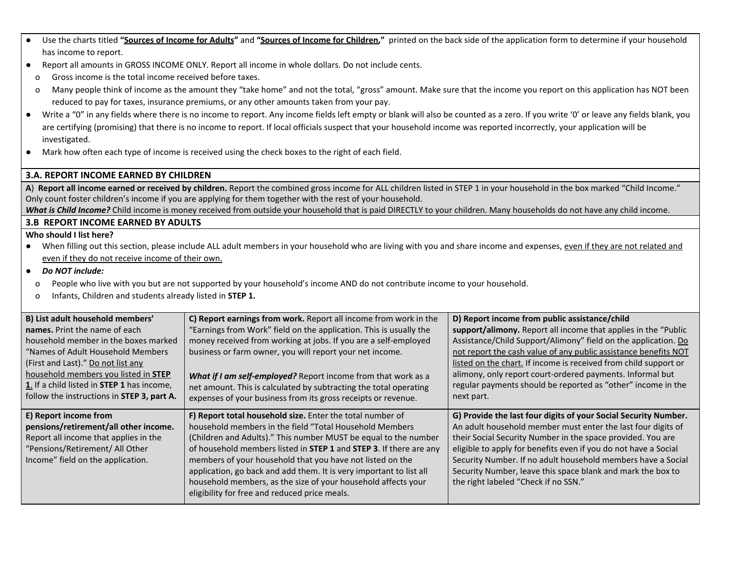- Use the charts titled **"Sources of Income for Adults"** and **"Sources of Income for Children,"** printed on the back side of the application form to determine if your household has income to report.
- Report all amounts in GROSS INCOME ONLY. Report all income in whole dollars. Do not include cents.
  - Gross income is the total income received before taxes.
  - Many people think of income as the amount they "take home" and not the total, "gross" amount. Make sure that the income you report on this application has NOT been reduced to pay for taxes, insurance premiums, or any other amounts taken from your pay.
- Write a "0" in any fields where there is no income to report. Any income fields left empty or blank will also be counted as a zero. If you write '0' or leave any fields blank, you are certifying (promising) that there is no income to report. If local officials suspect that your household income was reported incorrectly, your application will be investigated.
- Mark how often each type of income is received using the check boxes to the right of each field.

### 3.A. REPORT INCOME EARNED BY CHILDREN

**A**) **Report all income earned or received by children.** Report the combined gross income for ALL children listed in STEP 1 in your household in the box marked "Child Income." Only count foster children's income if you are applying for them together with the rest of your household.

***What is Child Income?*** Child income is money received from outside your household that is paid DIRECTLY to your children. Many households do not have any child income.

### 3.B REPORT INCOME EARNED BY ADULTS

**Who should I list here?**

- When filling out this section, please include ALL adult members in your household who are living with you and share income and expenses, even if they are not related and even if they do not receive income of their own.
- ***Do NOT include:***
  - People who live with you but are not supported by your household's income AND do not contribute income to your household.
  - Infants, Children and students already listed in **STEP 1.**

| | | |
|---|---|---|
| **B) List adult household members' names.** Print the name of each household member in the boxes marked "Names of Adult Household Members (First and Last)." Do not list any household members you listed in **STEP 1**. If a child listed in **STEP 1** has income, follow the instructions in **STEP 3, part A.** | **C) Report earnings from work.** Report all income from work in the "Earnings from Work" field on the application. This is usually the money received from working at jobs. If you are a self-employed business or farm owner, you will report your net income.<br><br>***What if I am self-employed?*** Report income from that work as a net amount. This is calculated by subtracting the total operating expenses of your business from its gross receipts or revenue. | **D) Report income from public assistance/child support/alimony.** Report all income that applies in the "Public Assistance/Child Support/Alimony" field on the application. Do not report the cash value of any public assistance benefits NOT listed on the chart. If income is received from child support or alimony, only report court-ordered payments. Informal but regular payments should be reported as "other" income in the next part. |
| **E) Report income from pensions/retirement/all other income.** Report all income that applies in the "Pensions/Retirement/ All Other Income" field on the application. | **F) Report total household size.** Enter the total number of household members in the field "Total Household Members (Children and Adults)." This number MUST be equal to the number of household members listed in **STEP 1** and **STEP 3**. If there are any members of your household that you have not listed on the application, go back and add them. It is very important to list all household members, as the size of your household affects your eligibility for free and reduced price meals. | **G) Provide the last four digits of your Social Security Number.** An adult household member must enter the last four digits of their Social Security Number in the space provided. You are eligible to apply for benefits even if you do not have a Social Security Number. If no adult household members have a Social Security Number, leave this space blank and mark the box to the right labeled "Check if no SSN." |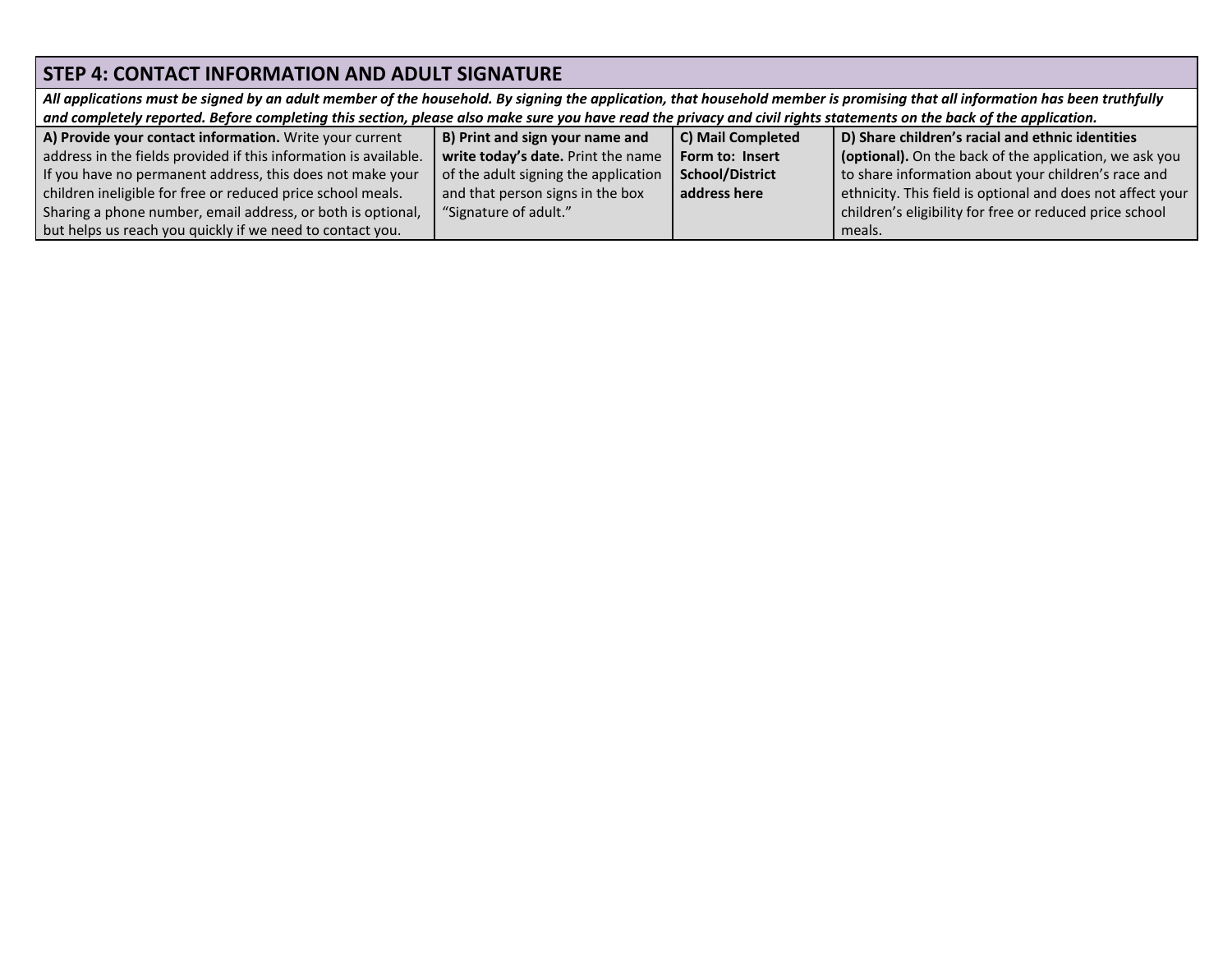## STEP 4: CONTACT INFORMATION AND ADULT SIGNATURE

***All applications must be signed by an adult member of the household. By signing the application, that household member is promising that all information has been truthfully and completely reported. Before completing this section, please also make sure you have read the privacy and civil rights statements on the back of the application.***

| | | | |
|---|---|---|---|
| **A) Provide your contact information.** Write your current address in the fields provided if this information is available. If you have no permanent address, this does not make your children ineligible for free or reduced price school meals. Sharing a phone number, email address, or both is optional, but helps us reach you quickly if we need to contact you. | **B) Print and sign your name and write today's date.** Print the name of the adult signing the application and that person signs in the box "Signature of adult." | **C) Mail Completed Form to: Insert School/District address here** | **D) Share children's racial and ethnic identities (optional).** On the back of the application, we ask you to share information about your children's race and ethnicity. This field is optional and does not affect your children's eligibility for free or reduced price school meals. |